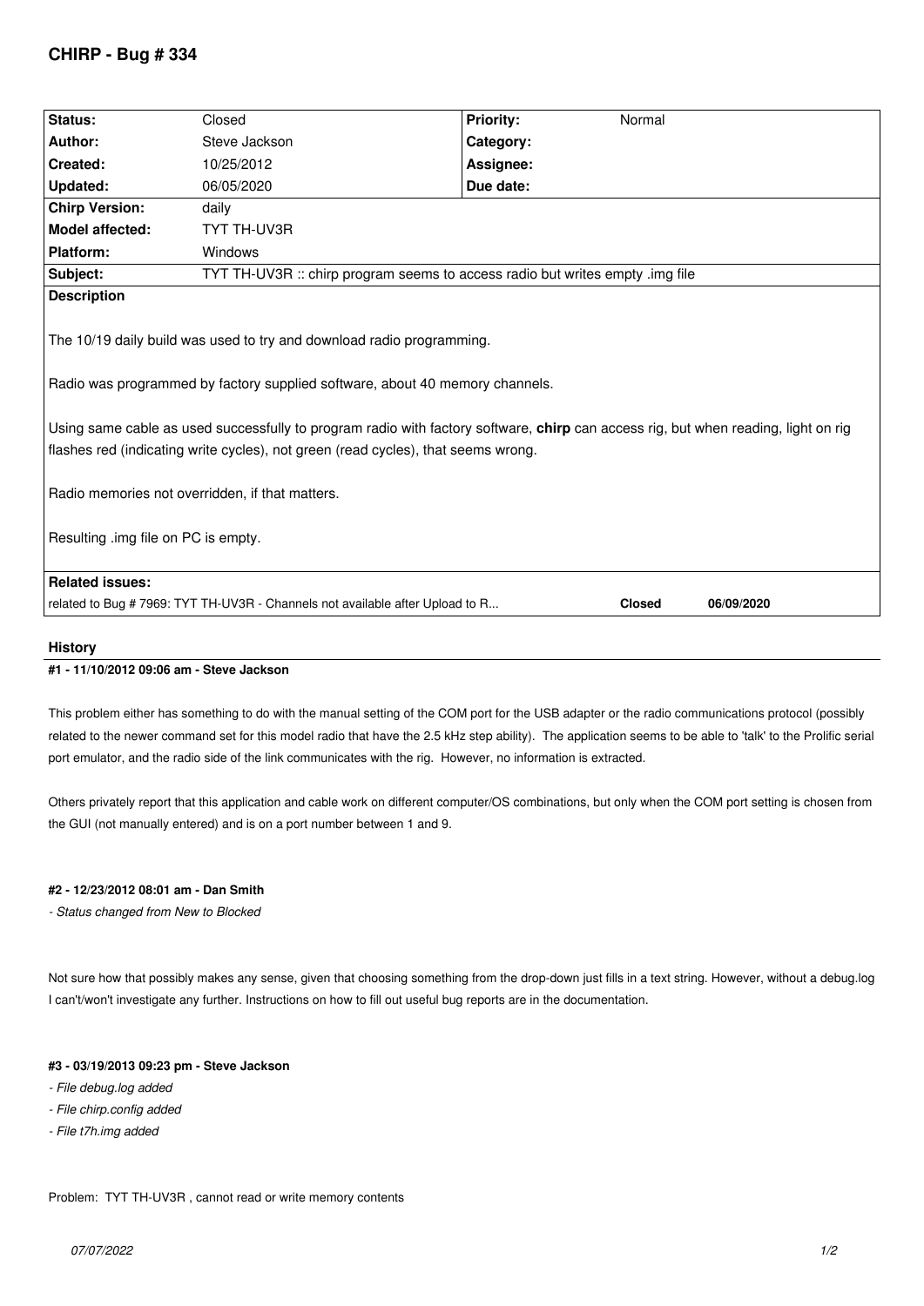# CHIRP - Bug # 334

| Status: | Closed | Priority: | Normal |
|---|---|---|---|
| Author: | Steve Jackson | Category: | |
| Created: | 10/25/2012 | Assignee: | |
| Updated: | 06/05/2020 | Due date: | |
| Chirp Version: | daily | | |
| Model affected: | TYT TH-UV3R | | |
| Platform: | Windows | | |
| Subject: | TYT TH-UV3R :: chirp program seems to access radio but writes empty .img file | | |

**Description**

The 10/19 daily build was used to try and download radio programming.

Radio was programmed by factory supplied software, about 40 memory channels.

Using same cable as used successfully to program radio with factory software, **chirp** can access rig, but when reading, light on rig flashes red (indicating write cycles), not green (read cycles), that seems wrong.

Radio memories not overridden, if that matters.

Resulting .img file on PC is empty.

**Related issues:**

| | | |
|---|---|---|
| related to Bug # 7969: TYT TH-UV3R - Channels not available after Upload to R... | **Closed** | **06/09/2020** |

## History

### #1 - 11/10/2012 09:06 am - Steve Jackson

This problem either has something to do with the manual setting of the COM port for the USB adapter or the radio communications protocol (possibly related to the newer command set for this model radio that have the 2.5 kHz step ability). The application seems to be able to 'talk' to the Prolific serial port emulator, and the radio side of the link communicates with the rig. However, no information is extracted.

Others privately report that this application and cable work on different computer/OS combinations, but only when the COM port setting is chosen from the GUI (not manually entered) and is on a port number between 1 and 9.

### #2 - 12/23/2012 08:01 am - Dan Smith

*- Status changed from New to Blocked*

Not sure how that possibly makes any sense, given that choosing something from the drop-down just fills in a text string. However, without a debug.log I can't/won't investigate any further. Instructions on how to fill out useful bug reports are in the documentation.

### #3 - 03/19/2013 09:23 pm - Steve Jackson

*- File debug.log added*

*- File chirp.config added*

*- File t7h.img added*

Problem: TYT TH-UV3R , cannot read or write memory contents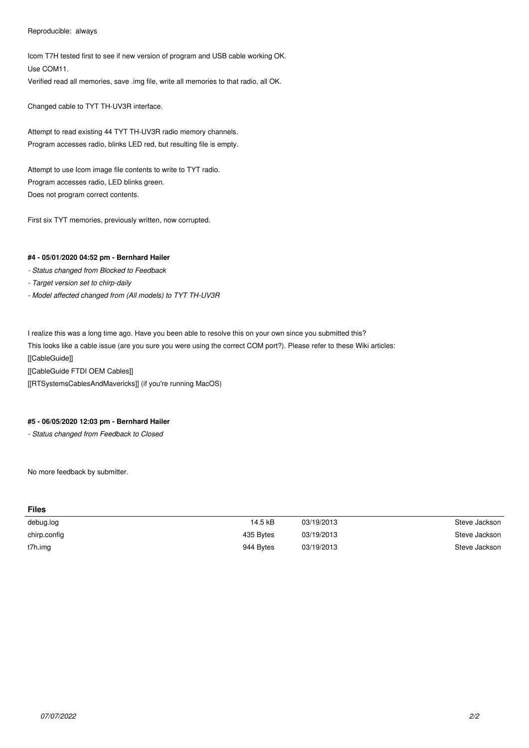Reproducible:  always

Icom T7H tested first to see if new version of program and USB cable working OK.
Use COM11.
Verified read all memories, save .img file, write all memories to that radio, all OK.

Changed cable to TYT TH-UV3R interface.

Attempt to read existing 44 TYT TH-UV3R radio memory channels.
Program accesses radio, blinks LED red, but resulting file is empty.

Attempt to use Icom image file contents to write to TYT radio.
Program accesses radio, LED blinks green.
Does not program correct contents.

First six TYT memories, previously written, now corrupted.

#### #4 - 05/01/2020 04:52 pm - Bernhard Hailer

- *Status changed from Blocked to Feedback*
- *Target version set to chirp-daily*
- *Model affected changed from (All models) to TYT TH-UV3R*

I realize this was a long time ago. Have you been able to resolve this on your own since you submitted this?
This looks like a cable issue (are you sure you were using the correct COM port?). Please refer to these Wiki articles:
[[CableGuide]]
[[CableGuide FTDI OEM Cables]]
[[RTSystemsCablesAndMavericks]] (if you're running MacOS)

#### #5 - 06/05/2020 12:03 pm - Bernhard Hailer

- *Status changed from Feedback to Closed*

No more feedback by submitter.

### Files

| | | | |
|---|---|---|---|
| debug.log | 14.5 kB | 03/19/2013 | Steve Jackson |
| chirp.config | 435 Bytes | 03/19/2013 | Steve Jackson |
| t7h.img | 944 Bytes | 03/19/2013 | Steve Jackson |